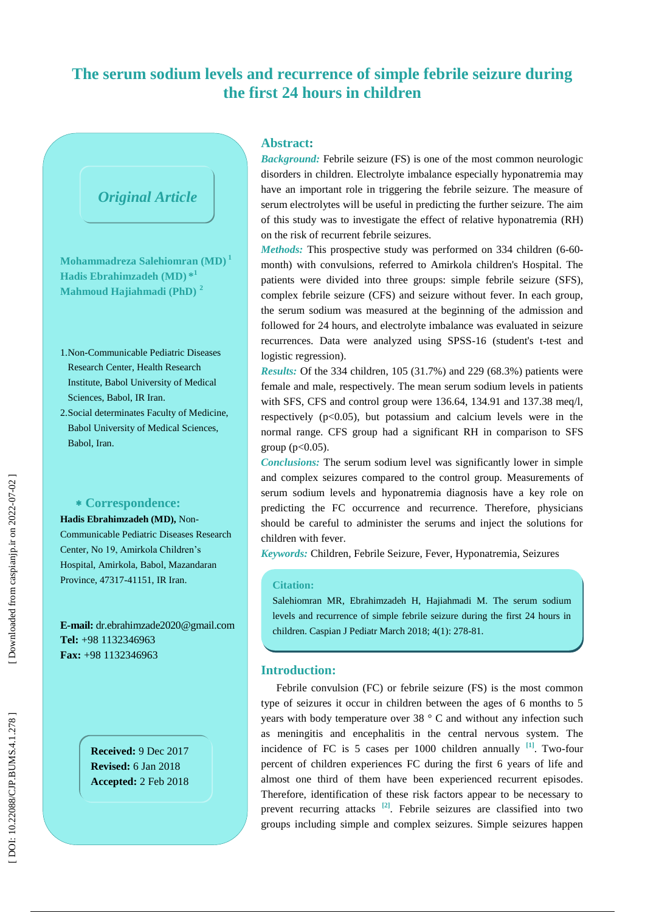# The serum sodium levels and recurrence of simple febrile seizure during the first 24 hours in children

*Original Article*

**Mohammadreza Salehiomran (MD)** [1]
**Hadis Ebrahimzadeh (MD)** *[1]
**Mahmoud Hajiahmadi (PhD)** [2]

1. Non-Communicable Pediatric Diseases Research Center, Health Research Institute, Babol University of Medical Sciences, Babol, IR Iran.
2. Social determinates Faculty of Medicine, Babol University of Medical Sciences, Babol, Iran.

**\* Correspondence:**
**Hadis Ebrahimzadeh (MD),** Non-Communicable Pediatric Diseases Research Center, No 19, Amirkola Children's Hospital, Amirkola, Babol, Mazandaran Province, 47317-41151, IR Iran.

**E-mail:** dr.ebrahimzade2020@gmail.com
**Tel:** +98 1132346963
**Fax:** +98 1132346963

**Received:** 9 Dec 2017
**Revised:** 6 Jan 2018
**Accepted:** 2 Feb 2018

## Abstract:

***Background:*** Febrile seizure (FS) is one of the most common neurologic disorders in children. Electrolyte imbalance especially hyponatremia may have an important role in triggering the febrile seizure. The measure of serum electrolytes will be useful in predicting the further seizure. The aim of this study was to investigate the effect of relative hyponatremia (RH) on the risk of recurrent febrile seizures.

***Methods:*** This prospective study was performed on 334 children (6-60-month) with convulsions, referred to Amirkola children's Hospital. The patients were divided into three groups: simple febrile seizure (SFS), complex febrile seizure (CFS) and seizure without fever. In each group, the serum sodium was measured at the beginning of the admission and followed for 24 hours, and electrolyte imbalance was evaluated in seizure recurrences. Data were analyzed using SPSS-16 (student's t-test and logistic regression).

***Results:*** Of the 334 children, 105 (31.7%) and 229 (68.3%) patients were female and male, respectively. The mean serum sodium levels in patients with SFS, CFS and control group were 136.64, 134.91 and 137.38 meq/l, respectively ($p<0.05$), but potassium and calcium levels were in the normal range. CFS group had a significant RH in comparison to SFS group ($p<0.05$).

***Conclusions:*** The serum sodium level was significantly lower in simple and complex seizures compared to the control group. Measurements of serum sodium levels and hyponatremia diagnosis have a key role on predicting the FC occurrence and recurrence. Therefore, physicians should be careful to administer the serums and inject the solutions for children with fever.

***Keywords:*** Children, Febrile Seizure, Fever, Hyponatremia, Seizures

**Citation:**
Salehiomran MR, Ebrahimzadeh H, Hajiahmadi M. The serum sodium levels and recurrence of simple febrile seizure during the first 24 hours in children. Caspian J Pediatr March 2018; 4(1): 278-81.

## Introduction:

Febrile convulsion (FC) or febrile seizure (FS) is the most common type of seizures it occur in children between the ages of 6 months to 5 years with body temperature over 38 ° C and without any infection such as meningitis and encephalitis in the central nervous system. The incidence of FC is 5 cases per 1000 children annually [1]. Two-four percent of children experiences FC during the first 6 years of life and almost one third of them have been experienced recurrent episodes. Therefore, identification of these risk factors appear to be necessary to prevent recurring attacks [2]. Febrile seizures are classified into two groups including simple and complex seizures. Simple seizures happen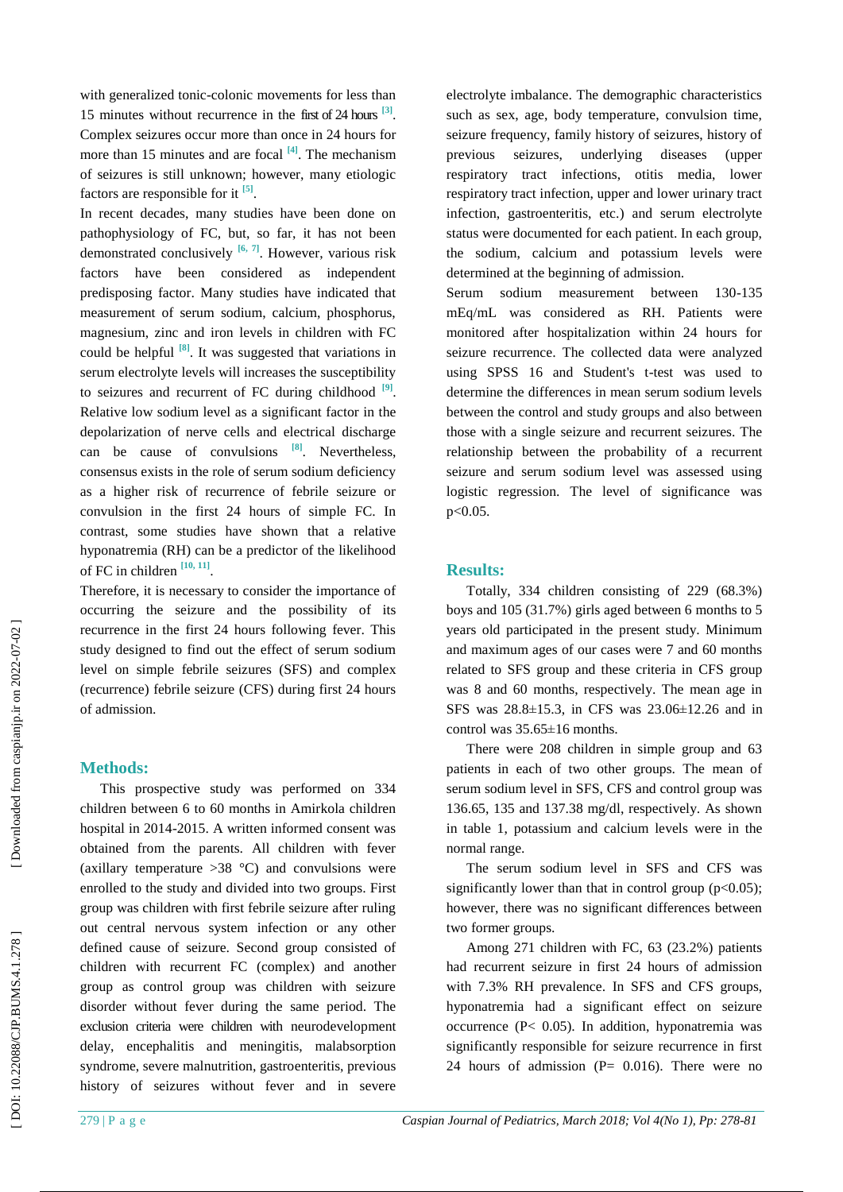with generalized tonic-colonic movements for less than 15 minutes without recurrence in the first of 24 hours [3]. Complex seizures occur more than once in 24 hours for more than 15 minutes and are focal [4]. The mechanism of seizures is still unknown; however, many etiologic factors are responsible for it [5].

In recent decades, many studies have been done on pathophysiology of FC, but, so far, it has not been demonstrated conclusively [6, 7]. However, various risk factors have been considered as independent predisposing factor. Many studies have indicated that measurement of serum sodium, calcium, phosphorus, magnesium, zinc and iron levels in children with FC could be helpful [8]. It was suggested that variations in serum electrolyte levels will increases the susceptibility to seizures and recurrent of FC during childhood [9]. Relative low sodium level as a significant factor in the depolarization of nerve cells and electrical discharge can be cause of convulsions [8]. Nevertheless, consensus exists in the role of serum sodium deficiency as a higher risk of recurrence of febrile seizure or convulsion in the first 24 hours of simple FC. In contrast, some studies have shown that a relative hyponatremia (RH) can be a predictor of the likelihood of FC in children [10, 11].

Therefore, it is necessary to consider the importance of occurring the seizure and the possibility of its recurrence in the first 24 hours following fever. This study designed to find out the effect of serum sodium level on simple febrile seizures (SFS) and complex (recurrence) febrile seizure (CFS) during first 24 hours of admission.

## Methods:

This prospective study was performed on 334 children between 6 to 60 months in Amirkola children hospital in 2014-2015. A written informed consent was obtained from the parents. All children with fever (axillary temperature >38 °C) and convulsions were enrolled to the study and divided into two groups. First group was children with first febrile seizure after ruling out central nervous system infection or any other defined cause of seizure. Second group consisted of children with recurrent FC (complex) and another group as control group was children with seizure disorder without fever during the same period. The exclusion criteria were children with neurodevelopment delay, encephalitis and meningitis, malabsorption syndrome, severe malnutrition, gastroenteritis, previous history of seizures without fever and in severe electrolyte imbalance. The demographic characteristics such as sex, age, body temperature, convulsion time, seizure frequency, family history of seizures, history of previous seizures, underlying diseases (upper respiratory tract infections, otitis media, lower respiratory tract infection, upper and lower urinary tract infection, gastroenteritis, etc.) and serum electrolyte status were documented for each patient. In each group, the sodium, calcium and potassium levels were determined at the beginning of admission.

Serum sodium measurement between 130-135 mEq/mL was considered as RH. Patients were monitored after hospitalization within 24 hours for seizure recurrence. The collected data were analyzed using SPSS 16 and Student's t-test was used to determine the differences in mean serum sodium levels between the control and study groups and also between those with a single seizure and recurrent seizures. The relationship between the probability of a recurrent seizure and serum sodium level was assessed using logistic regression. The level of significance was $p<0.05$.

## Results:

Totally, 334 children consisting of 229 (68.3%) boys and 105 (31.7%) girls aged between 6 months to 5 years old participated in the present study. Minimum and maximum ages of our cases were 7 and 60 months related to SFS group and these criteria in CFS group was 8 and 60 months, respectively. The mean age in SFS was 28.8±15.3, in CFS was 23.06±12.26 and in control was 35.65±16 months.

There were 208 children in simple group and 63 patients in each of two other groups. The mean of serum sodium level in SFS, CFS and control group was 136.65, 135 and 137.38 mg/dl, respectively. As shown in table 1, potassium and calcium levels were in the normal range.

The serum sodium level in SFS and CFS was significantly lower than that in control group ($p<0.05$); however, there was no significant differences between two former groups.

Among 271 children with FC, 63 (23.2%) patients had recurrent seizure in first 24 hours of admission with 7.3% RH prevalence. In SFS and CFS groups, hyponatremia had a significant effect on seizure occurrence ($P< 0.05$). In addition, hyponatremia was significantly responsible for seizure recurrence in first 24 hours of admission ($P= 0.016$). There were no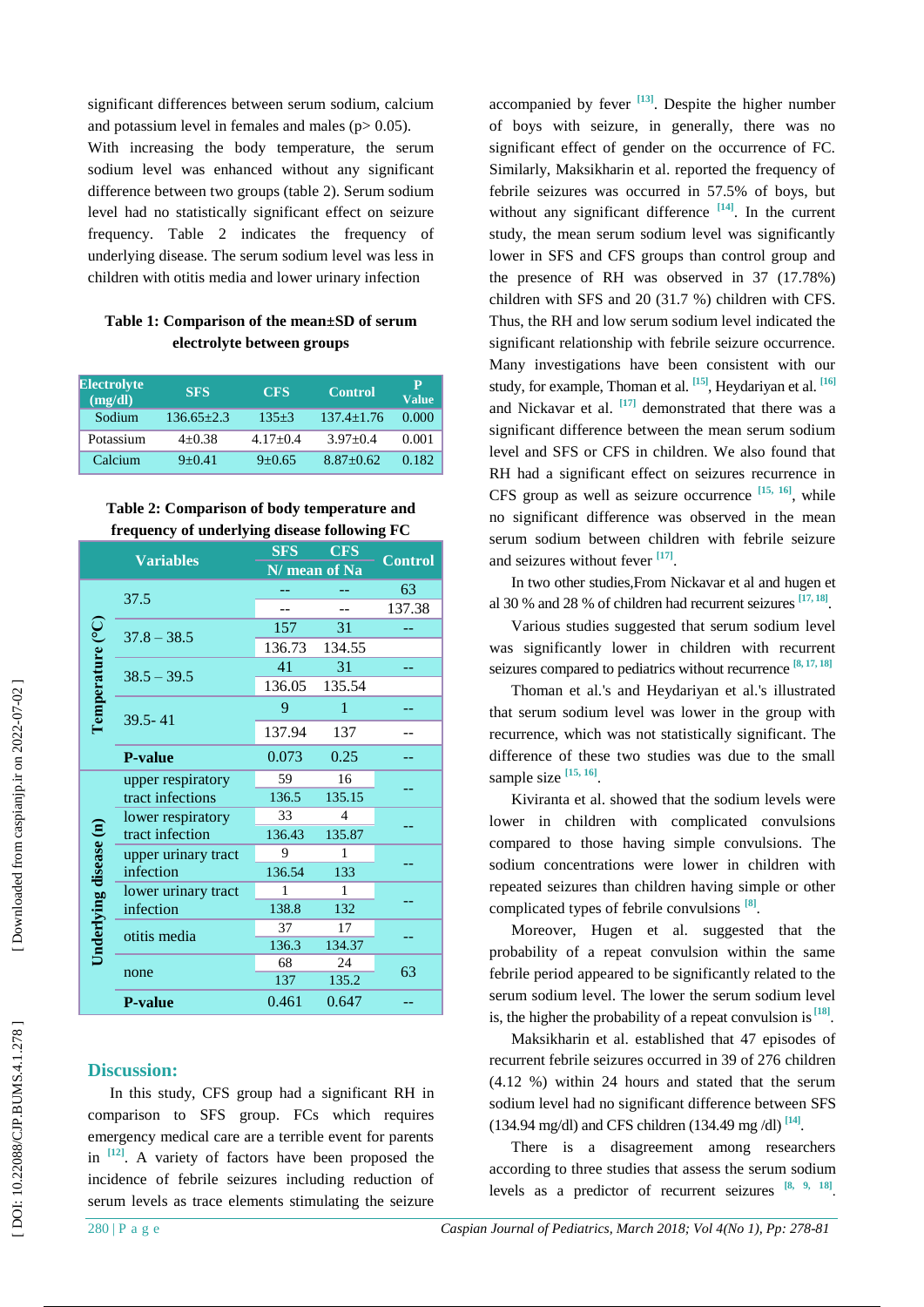significant differences between serum sodium, calcium and potassium level in females and males (p> 0.05).

With increasing the body temperature, the serum sodium level was enhanced without any significant difference between two groups (table 2). Serum sodium level had no statistically significant effect on seizure frequency. Table 2 indicates the frequency of underlying disease. The serum sodium level was less in children with otitis media and lower urinary infection

**Table 1: Comparison of the mean±SD of serum electrolyte between groups**

| Electrolyte (mg/dl) | SFS | CFS | Control | P Value |
|---|---|---|---|---|
| Sodium | 136.65±2.3 | 135±3 | 137.4±1.76 | 0.000 |
| Potassium | 4±0.38 | 4.17±0.4 | 3.97±0.4 | 0.001 |
| Calcium | 9±0.41 | 9±0.65 | 8.87±0.62 | 0.182 |

**Table 2: Comparison of body temperature and frequency of underlying disease following FC**

| | Variables | SFS | CFS | Control |
|---|---|---|---|---|
| | | N/ mean of Na | | |
| Temperature (°C) | 37.5 | -- | -- | 63 |
| | | -- | -- | 137.38 |
| | 37.8 – 38.5 | 157 | 31 | -- |
| | | 136.73 | 134.55 | |
| | 38.5 – 39.5 | 41 | 31 | -- |
| | | 136.05 | 135.54 | |
| | 39.5- 41 | 9 | 1 | -- |
| | | 137.94 | 137 | -- |
| | **P-value** | 0.073 | 0.25 | -- |
| Underlying disease (n) | upper respiratory tract infections | 59 | 16 | -- |
| | | 136.5 | 135.15 | |
| | lower respiratory tract infection | 33 | 4 | -- |
| | | 136.43 | 135.87 | |
| | upper urinary tract infection | 9 | 1 | -- |
| | | 136.54 | 133 | |
| | lower urinary tract infection | 1 | 1 | -- |
| | | 138.8 | 132 | |
| | otitis media | 37 | 17 | -- |
| | | 136.3 | 134.37 | |
| | none | 68 | 24 | 63 |
| | | 137 | 135.2 | |
| | **P-value** | 0.461 | 0.647 | -- |

## Discussion:

In this study, CFS group had a significant RH in comparison to SFS group. FCs which requires emergency medical care are a terrible event for parents in [12]. A variety of factors have been proposed the incidence of febrile seizures including reduction of serum levels as trace elements stimulating the seizure accompanied by fever [13]. Despite the higher number of boys with seizure, in generally, there was no significant effect of gender on the occurrence of FC. Similarly, Maksikharin et al. reported the frequency of febrile seizures was occurred in 57.5% of boys, but without any significant difference [14]. In the current study, the mean serum sodium level was significantly lower in SFS and CFS groups than control group and the presence of RH was observed in 37 (17.78%) children with SFS and 20 (31.7 %) children with CFS. Thus, the RH and low serum sodium level indicated the significant relationship with febrile seizure occurrence. Many investigations have been consistent with our study, for example, Thoman et al. [15], Heydariyan et al. [16] and Nickavar et al. [17] demonstrated that there was a significant difference between the mean serum sodium level and SFS or CFS in children. We also found that RH had a significant effect on seizures recurrence in CFS group as well as seizure occurrence [15, 16], while no significant difference was observed in the mean serum sodium between children with febrile seizure and seizures without fever [17].

In two other studies,From Nickavar et al and hugen et al 30 % and 28 % of children had recurrent seizures [17, 18].

Various studies suggested that serum sodium level was significantly lower in children with recurrent seizures compared to pediatrics without recurrence [8, 17, 18]

Thoman et al.'s and Heydariyan et al.'s illustrated that serum sodium level was lower in the group with recurrence, which was not statistically significant. The difference of these two studies was due to the small sample size [15, 16].

Kiviranta et al. showed that the sodium levels were lower in children with complicated convulsions compared to those having simple convulsions. The sodium concentrations were lower in children with repeated seizures than children having simple or other complicated types of febrile convulsions [8].

Moreover, Hugen et al. suggested that the probability of a repeat convulsion within the same febrile period appeared to be significantly related to the serum sodium level. The lower the serum sodium level is, the higher the probability of a repeat convulsion is [18].

Maksikharin et al. established that 47 episodes of recurrent febrile seizures occurred in 39 of 276 children (4.12 %) within 24 hours and stated that the serum sodium level had no significant difference between SFS (134.94 mg/dl) and CFS children (134.49 mg /dl) [14].

There is a disagreement among researchers according to three studies that assess the serum sodium levels as a predictor of recurrent seizures [8, 9, 18].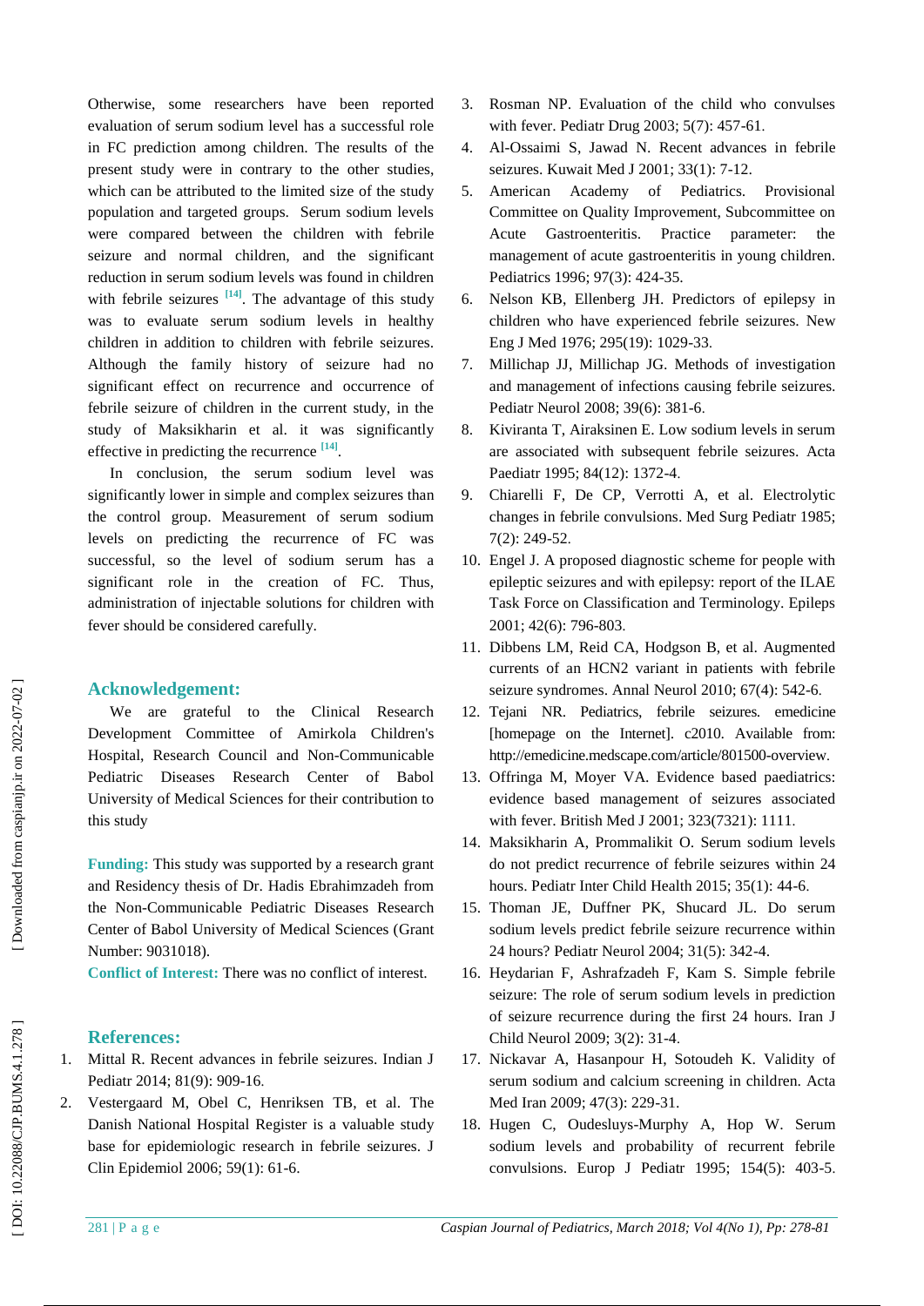Otherwise, some researchers have been reported evaluation of serum sodium level has a successful role in FC prediction among children. The results of the present study were in contrary to the other studies, which can be attributed to the limited size of the study population and targeted groups. Serum sodium levels were compared between the children with febrile seizure and normal children, and the significant reduction in serum sodium levels was found in children with febrile seizures [14]. The advantage of this study was to evaluate serum sodium levels in healthy children in addition to children with febrile seizures. Although the family history of seizure had no significant effect on recurrence and occurrence of febrile seizure of children in the current study, in the study of Maksikharin et al. it was significantly effective in predicting the recurrence [14].

In conclusion, the serum sodium level was significantly lower in simple and complex seizures than the control group. Measurement of serum sodium levels on predicting the recurrence of FC was successful, so the level of sodium serum has a significant role in the creation of FC. Thus, administration of injectable solutions for children with fever should be considered carefully.

## Acknowledgement:

We are grateful to the Clinical Research Development Committee of Amirkola Children's Hospital, Research Council and Non-Communicable Pediatric Diseases Research Center of Babol University of Medical Sciences for their contribution to this study

**Funding:** This study was supported by a research grant and Residency thesis of Dr. Hadis Ebrahimzadeh from the Non-Communicable Pediatric Diseases Research Center of Babol University of Medical Sciences (Grant Number: 9031018).

**Conflict of Interest:** There was no conflict of interest.

## References:

1. Mittal R. Recent advances in febrile seizures. Indian J Pediatr 2014; 81(9): 909-16.
2. Vestergaard M, Obel C, Henriksen TB, et al. The Danish National Hospital Register is a valuable study base for epidemiologic research in febrile seizures. J Clin Epidemiol 2006; 59(1): 61-6.
3. Rosman NP. Evaluation of the child who convulses with fever. Pediatr Drug 2003; 5(7): 457-61.
4. Al-Ossaimi S, Jawad N. Recent advances in febrile seizures. Kuwait Med J 2001; 33(1): 7-12.
5. American Academy of Pediatrics. Provisional Committee on Quality Improvement, Subcommittee on Acute Gastroenteritis. Practice parameter: the management of acute gastroenteritis in young children. Pediatrics 1996; 97(3): 424-35.
6. Nelson KB, Ellenberg JH. Predictors of epilepsy in children who have experienced febrile seizures. New Eng J Med 1976; 295(19): 1029-33.
7. Millichap JJ, Millichap JG. Methods of investigation and management of infections causing febrile seizures. Pediatr Neurol 2008; 39(6): 381-6.
8. Kiviranta T, Airaksinen E. Low sodium levels in serum are associated with subsequent febrile seizures. Acta Paediatr 1995; 84(12): 1372-4.
9. Chiarelli F, De CP, Verrotti A, et al. Electrolytic changes in febrile convulsions. Med Surg Pediatr 1985; 7(2): 249-52.
10. Engel J. A proposed diagnostic scheme for people with epileptic seizures and with epilepsy: report of the ILAE Task Force on Classification and Terminology. Epileps 2001; 42(6): 796-803.
11. Dibbens LM, Reid CA, Hodgson B, et al. Augmented currents of an HCN2 variant in patients with febrile seizure syndromes. Annal Neurol 2010; 67(4): 542-6.
12. Tejani NR. Pediatrics, febrile seizures. emedicine [homepage on the Internet]. c2010. Available from: http://emedicine.medscape.com/article/801500-overview.
13. Offringa M, Moyer VA. Evidence based paediatrics: evidence based management of seizures associated with fever. British Med J 2001; 323(7321): 1111.
14. Maksikharin A, Prommalikit O. Serum sodium levels do not predict recurrence of febrile seizures within 24 hours. Pediatr Inter Child Health 2015; 35(1): 44-6.
15. Thoman JE, Duffner PK, Shucard JL. Do serum sodium levels predict febrile seizure recurrence within 24 hours? Pediatr Neurol 2004; 31(5): 342-4.
16. Heydarian F, Ashrafzadeh F, Kam S. Simple febrile seizure: The role of serum sodium levels in prediction of seizure recurrence during the first 24 hours. Iran J Child Neurol 2009; 3(2): 31-4.
17. Nickavar A, Hasanpour H, Sotoudeh K. Validity of serum sodium and calcium screening in children. Acta Med Iran 2009; 47(3): 229-31.
18. Hugen C, Oudesluys-Murphy A, Hop W. Serum sodium levels and probability of recurrent febrile convulsions. Europ J Pediatr 1995; 154(5): 403-5.